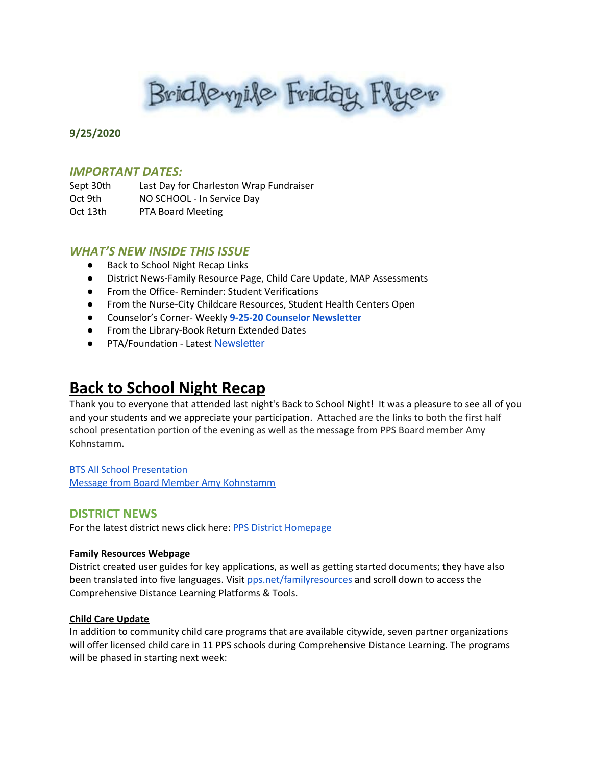# Bridlemile Friday Flyer

**9/25/2020**

## *IMPORTANT DATES:*

| | |
|---|---|
| Sept 30th | Last Day for Charleston Wrap Fundraiser |
| Oct 9th | NO SCHOOL - In Service Day |
| Oct 13th | PTA Board Meeting |

## *WHAT'S NEW INSIDE THIS ISSUE*

- Back to School Night Recap Links
- District News-Family Resource Page, Child Care Update, MAP Assessments
- From the Office- Reminder: Student Verifications
- From the Nurse-City Childcare Resources, Student Health Centers Open
- Counselor's Corner- Weekly **9-25-20 Counselor Newsletter**
- From the Library-Book Return Extended Dates
- PTA/Foundation - Latest Newsletter

---

# Back to School Night Recap

Thank you to everyone that attended last night's Back to School Night! It was a pleasure to see all of you and your students and we appreciate your participation. Attached are the links to both the first half school presentation portion of the evening as well as the message from PPS Board member Amy Kohnstamm.

BTS All School Presentation
Message from Board Member Amy Kohnstamm

## DISTRICT NEWS

For the latest district news click here: PPS District Homepage

**Family Resources Webpage**

District created user guides for key applications, as well as getting started documents; they have also been translated into five languages. Visit pps.net/familyresources and scroll down to access the Comprehensive Distance Learning Platforms & Tools.

**Child Care Update**

In addition to community child care programs that are available citywide, seven partner organizations will offer licensed child care in 11 PPS schools during Comprehensive Distance Learning. The programs will be phased in starting next week: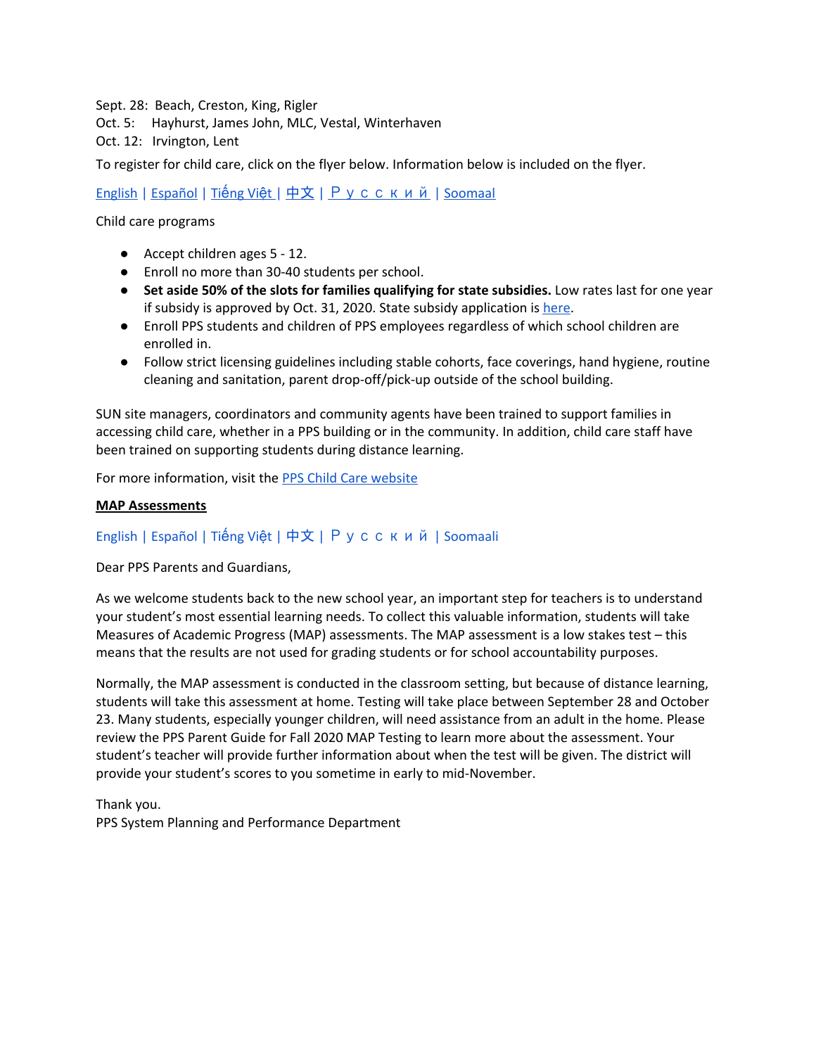Sept. 28: Beach, Creston, King, Rigler
Oct. 5: Hayhurst, James John, MLC, Vestal, Winterhaven
Oct. 12: Irvington, Lent

To register for child care, click on the flyer below. Information below is included on the flyer.

English | Español | Tiếng Việt | 中文 | Р у с с к и й | Soomaal

Child care programs

- Accept children ages 5 - 12.
- Enroll no more than 30-40 students per school.
- **Set aside 50% of the slots for families qualifying for state subsidies.** Low rates last for one year if subsidy is approved by Oct. 31, 2020. State subsidy application is here.
- Enroll PPS students and children of PPS employees regardless of which school children are enrolled in.
- Follow strict licensing guidelines including stable cohorts, face coverings, hand hygiene, routine cleaning and sanitation, parent drop-off/pick-up outside of the school building.

SUN site managers, coordinators and community agents have been trained to support families in accessing child care, whether in a PPS building or in the community. In addition, child care staff have been trained on supporting students during distance learning.

For more information, visit the PPS Child Care website

**MAP Assessments**

English | Español | Tiếng Việt | 中文 | Р у с с к и й | Soomaali

Dear PPS Parents and Guardians,

As we welcome students back to the new school year, an important step for teachers is to understand your student's most essential learning needs. To collect this valuable information, students will take Measures of Academic Progress (MAP) assessments. The MAP assessment is a low stakes test – this means that the results are not used for grading students or for school accountability purposes.

Normally, the MAP assessment is conducted in the classroom setting, but because of distance learning, students will take this assessment at home. Testing will take place between September 28 and October 23. Many students, especially younger children, will need assistance from an adult in the home. Please review the PPS Parent Guide for Fall 2020 MAP Testing to learn more about the assessment. Your student's teacher will provide further information about when the test will be given. The district will provide your student's scores to you sometime in early to mid-November.

Thank you.
PPS System Planning and Performance Department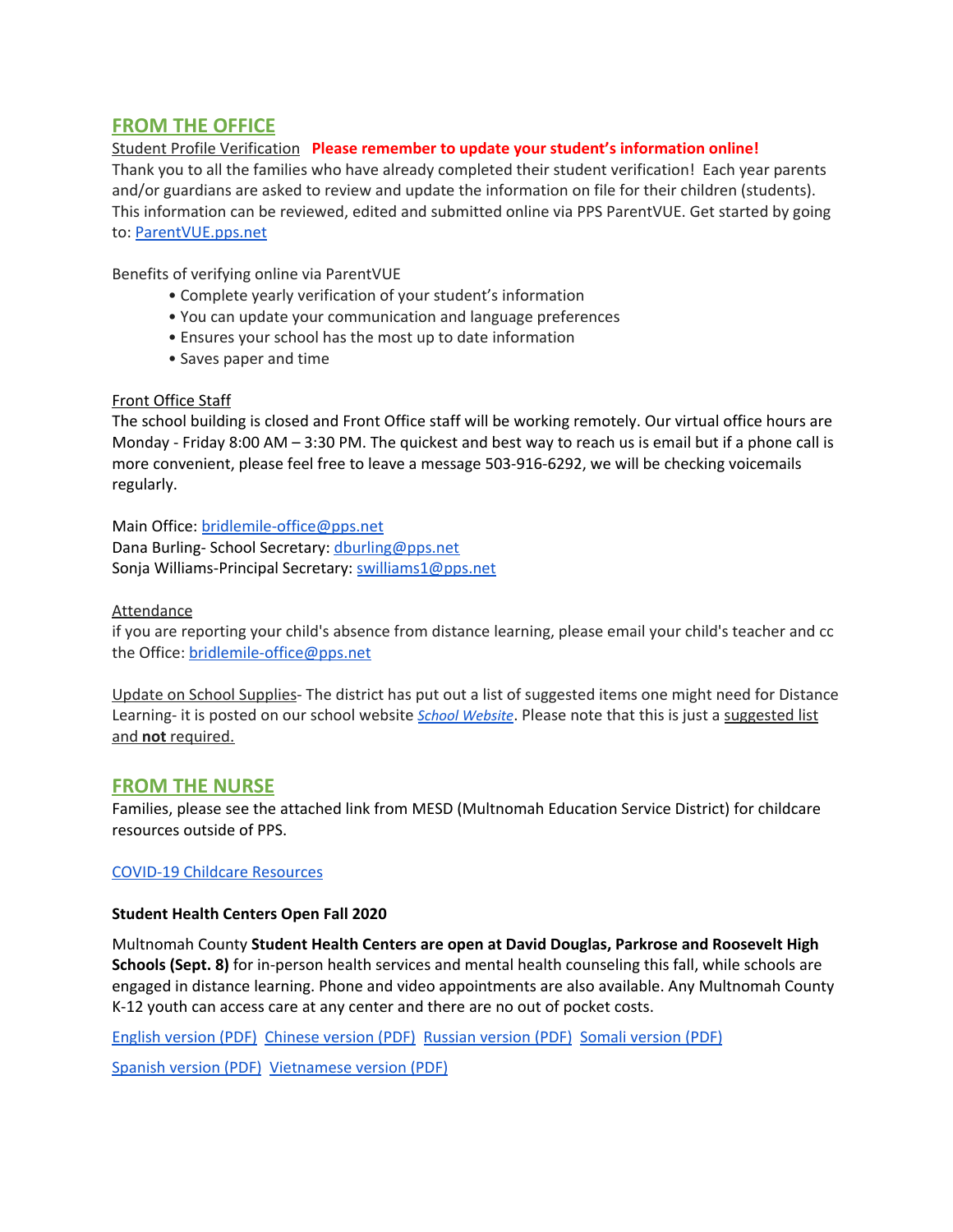## FROM THE OFFICE

Student Profile Verification **Please remember to update your student's information online!**
Thank you to all the families who have already completed their student verification! Each year parents and/or guardians are asked to review and update the information on file for their children (students). This information can be reviewed, edited and submitted online via PPS ParentVUE. Get started by going to: [ParentVUE.pps.net](ParentVUE.pps.net)

Benefits of verifying online via ParentVUE

- Complete yearly verification of your student's information
- You can update your communication and language preferences
- Ensures your school has the most up to date information
- Saves paper and time

Front Office Staff
The school building is closed and Front Office staff will be working remotely. Our virtual office hours are Monday - Friday 8:00 AM – 3:30 PM. The quickest and best way to reach us is email but if a phone call is more convenient, please feel free to leave a message 503-916-6292, we will be checking voicemails regularly.

Main Office: bridlemile-office@pps.net
Dana Burling- School Secretary: dburling@pps.net
Sonja Williams-Principal Secretary: swilliams1@pps.net

Attendance
if you are reporting your child's absence from distance learning, please email your child's teacher and cc the Office: bridlemile-office@pps.net

Update on School Supplies- The district has put out a list of suggested items one might need for Distance Learning- it is posted on our school website *School Website*. Please note that this is just a suggested list and **not** required.

## FROM THE NURSE

Families, please see the attached link from MESD (Multnomah Education Service District) for childcare resources outside of PPS.

COVID-19 Childcare Resources

**Student Health Centers Open Fall 2020**

Multnomah County **Student Health Centers are open at David Douglas, Parkrose and Roosevelt High Schools (Sept. 8)** for in-person health services and mental health counseling this fall, while schools are engaged in distance learning. Phone and video appointments are also available. Any Multnomah County K-12 youth can access care at any center and there are no out of pocket costs.

English version (PDF) Chinese version (PDF) Russian version (PDF) Somali version (PDF)

Spanish version (PDF) Vietnamese version (PDF)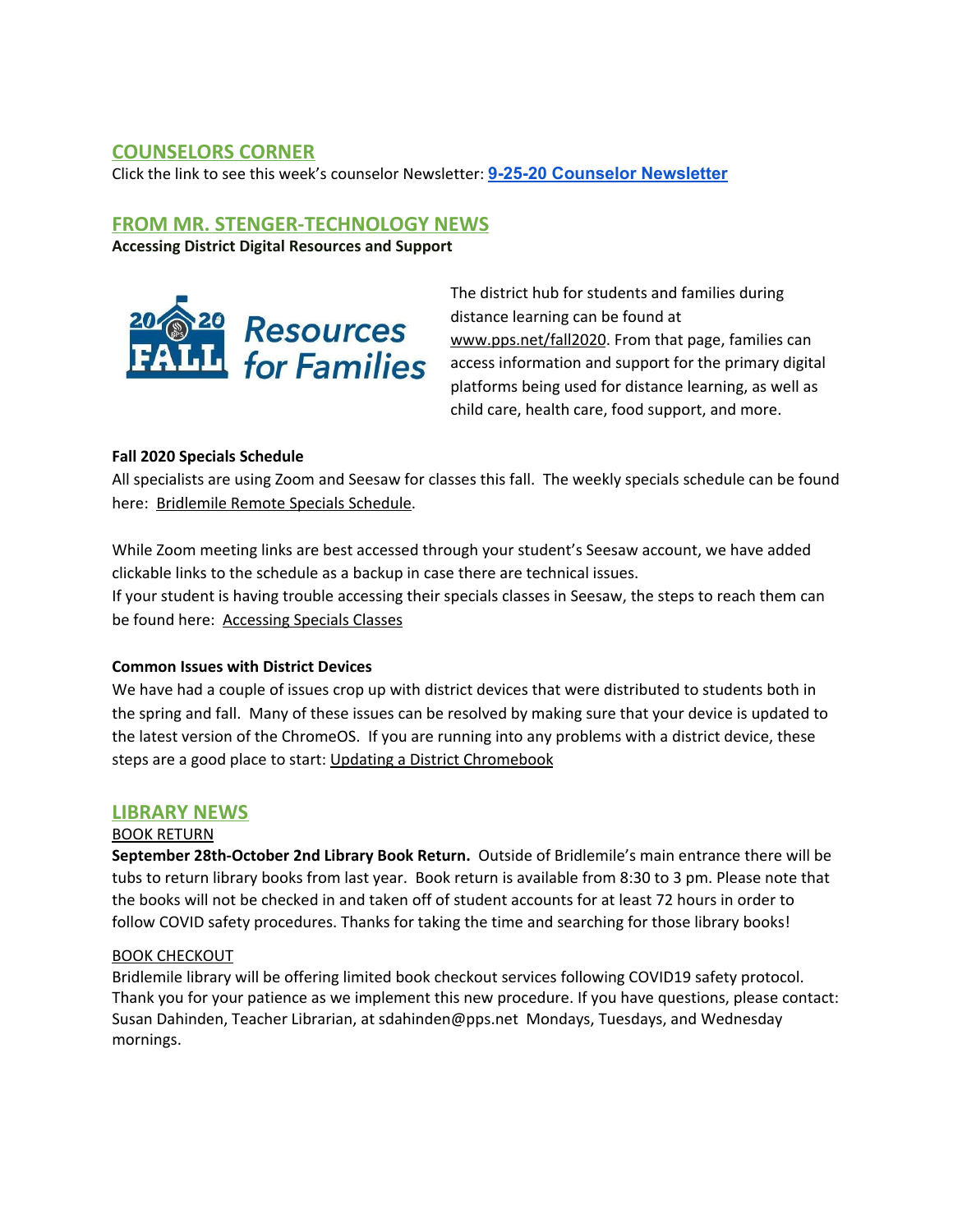## COUNSELORS CORNER

Click the link to see this week's counselor Newsletter: **9-25-20 Counselor Newsletter**

## FROM MR. STENGER-TECHNOLOGY NEWS

**Accessing District Digital Resources and Support**

2020 FALL Resources for Families

The district hub for students and families during distance learning can be found at www.pps.net/fall2020. From that page, families can access information and support for the primary digital platforms being used for distance learning, as well as child care, health care, food support, and more.

**Fall 2020 Specials Schedule**

All specialists are using Zoom and Seesaw for classes this fall. The weekly specials schedule can be found here: Bridlemile Remote Specials Schedule.

While Zoom meeting links are best accessed through your student's Seesaw account, we have added clickable links to the schedule as a backup in case there are technical issues.
If your student is having trouble accessing their specials classes in Seesaw, the steps to reach them can be found here: Accessing Specials Classes

**Common Issues with District Devices**

We have had a couple of issues crop up with district devices that were distributed to students both in the spring and fall. Many of these issues can be resolved by making sure that your device is updated to the latest version of the ChromeOS. If you are running into any problems with a district device, these steps are a good place to start: Updating a District Chromebook

## LIBRARY NEWS

BOOK RETURN

**September 28th-October 2nd Library Book Return.** Outside of Bridlemile's main entrance there will be tubs to return library books from last year. Book return is available from 8:30 to 3 pm. Please note that the books will not be checked in and taken off of student accounts for at least 72 hours in order to follow COVID safety procedures. Thanks for taking the time and searching for those library books!

BOOK CHECKOUT

Bridlemile library will be offering limited book checkout services following COVID19 safety protocol. Thank you for your patience as we implement this new procedure. If you have questions, please contact: Susan Dahinden, Teacher Librarian, at sdahinden@pps.net Mondays, Tuesdays, and Wednesday mornings.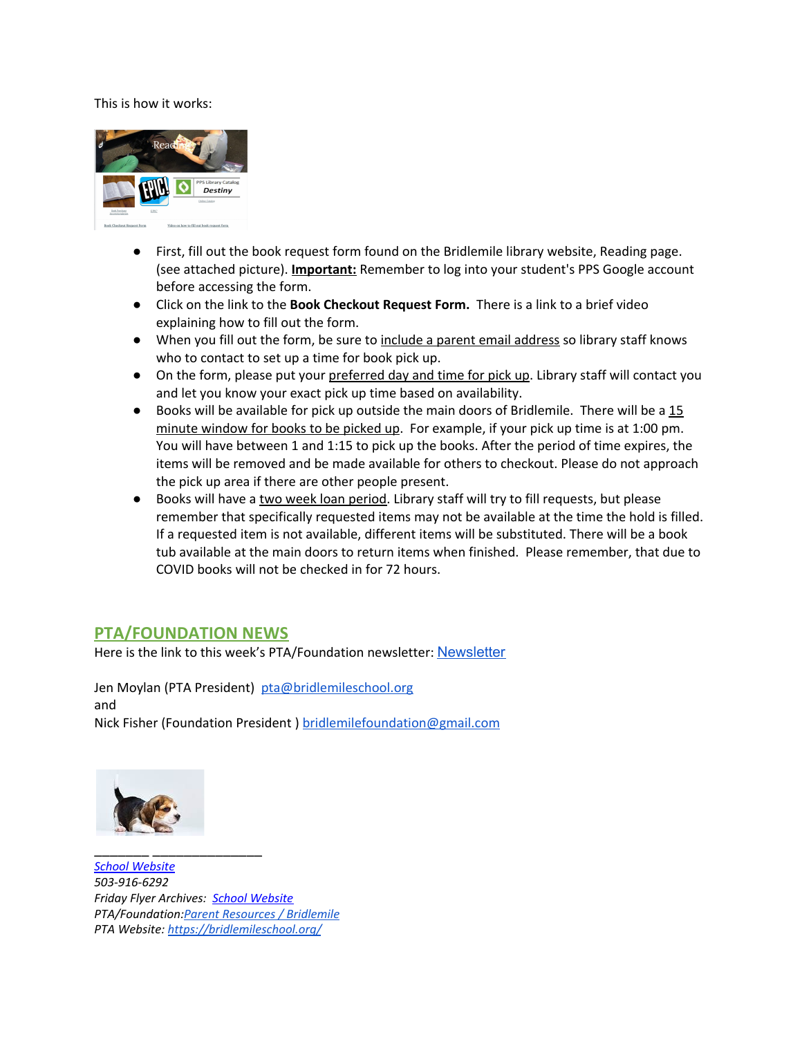This is how it works:

- First, fill out the book request form found on the Bridlemile library website, Reading page. (see attached picture). **Important:** Remember to log into your student's PPS Google account before accessing the form.
- Click on the link to the **Book Checkout Request Form.** There is a link to a brief video explaining how to fill out the form.
- When you fill out the form, be sure to include a parent email address so library staff knows who to contact to set up a time for book pick up.
- On the form, please put your preferred day and time for pick up. Library staff will contact you and let you know your exact pick up time based on availability.
- Books will be available for pick up outside the main doors of Bridlemile. There will be a 15 minute window for books to be picked up. For example, if your pick up time is at 1:00 pm. You will have between 1 and 1:15 to pick up the books. After the period of time expires, the items will be removed and be made available for others to checkout. Please do not approach the pick up area if there are other people present.
- Books will have a two week loan period. Library staff will try to fill requests, but please remember that specifically requested items may not be available at the time the hold is filled. If a requested item is not available, different items will be substituted. There will be a book tub available at the main doors to return items when finished. Please remember, that due to COVID books will not be checked in for 72 hours.

## PTA/FOUNDATION NEWS

Here is the link to this week's PTA/Foundation newsletter: Newsletter

Jen Moylan (PTA President) pta@bridlemileschool.org
and
Nick Fisher (Foundation President ) bridlemilefoundation@gmail.com

*School Website*
*503-916-6292*
*Friday Flyer Archives: School Website*
*PTA/Foundation: Parent Resources / Bridlemile*
*PTA Website: https://bridlemileschool.org/*